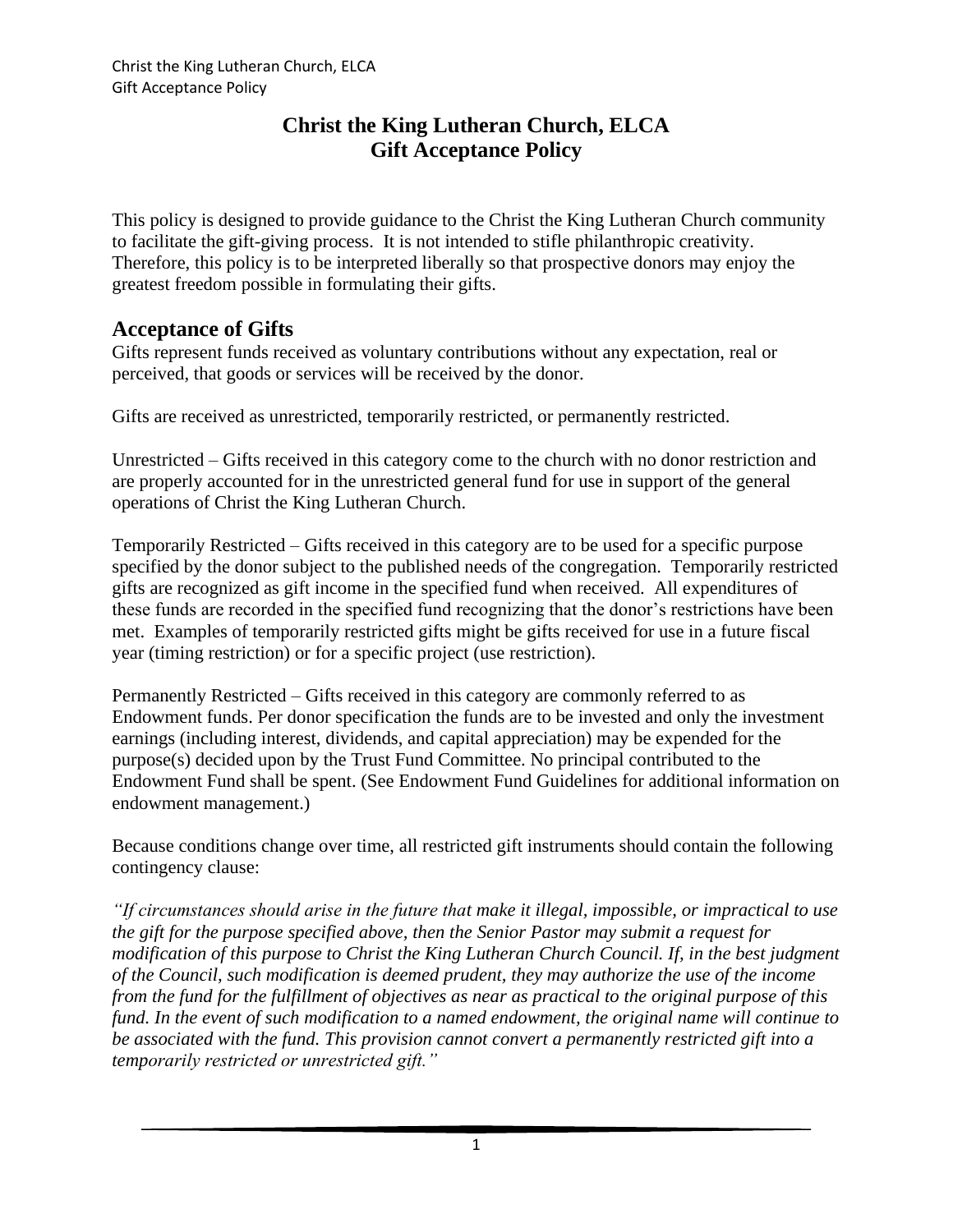# Christ the King Lutheran Church, ELCA
# Gift Acceptance Policy

This policy is designed to provide guidance to the Christ the King Lutheran Church community to facilitate the gift-giving process. It is not intended to stifle philanthropic creativity. Therefore, this policy is to be interpreted liberally so that prospective donors may enjoy the greatest freedom possible in formulating their gifts.

## Acceptance of Gifts

Gifts represent funds received as voluntary contributions without any expectation, real or perceived, that goods or services will be received by the donor.

Gifts are received as unrestricted, temporarily restricted, or permanently restricted.

Unrestricted – Gifts received in this category come to the church with no donor restriction and are properly accounted for in the unrestricted general fund for use in support of the general operations of Christ the King Lutheran Church.

Temporarily Restricted – Gifts received in this category are to be used for a specific purpose specified by the donor subject to the published needs of the congregation. Temporarily restricted gifts are recognized as gift income in the specified fund when received. All expenditures of these funds are recorded in the specified fund recognizing that the donor's restrictions have been met. Examples of temporarily restricted gifts might be gifts received for use in a future fiscal year (timing restriction) or for a specific project (use restriction).

Permanently Restricted – Gifts received in this category are commonly referred to as Endowment funds. Per donor specification the funds are to be invested and only the investment earnings (including interest, dividends, and capital appreciation) may be expended for the purpose(s) decided upon by the Trust Fund Committee. No principal contributed to the Endowment Fund shall be spent. (See Endowment Fund Guidelines for additional information on endowment management.)

Because conditions change over time, all restricted gift instruments should contain the following contingency clause:

*"If circumstances should arise in the future that make it illegal, impossible, or impractical to use the gift for the purpose specified above, then the Senior Pastor may submit a request for modification of this purpose to Christ the King Lutheran Church Council. If, in the best judgment of the Council, such modification is deemed prudent, they may authorize the use of the income from the fund for the fulfillment of objectives as near as practical to the original purpose of this fund. In the event of such modification to a named endowment, the original name will continue to be associated with the fund. This provision cannot convert a permanently restricted gift into a temporarily restricted or unrestricted gift."*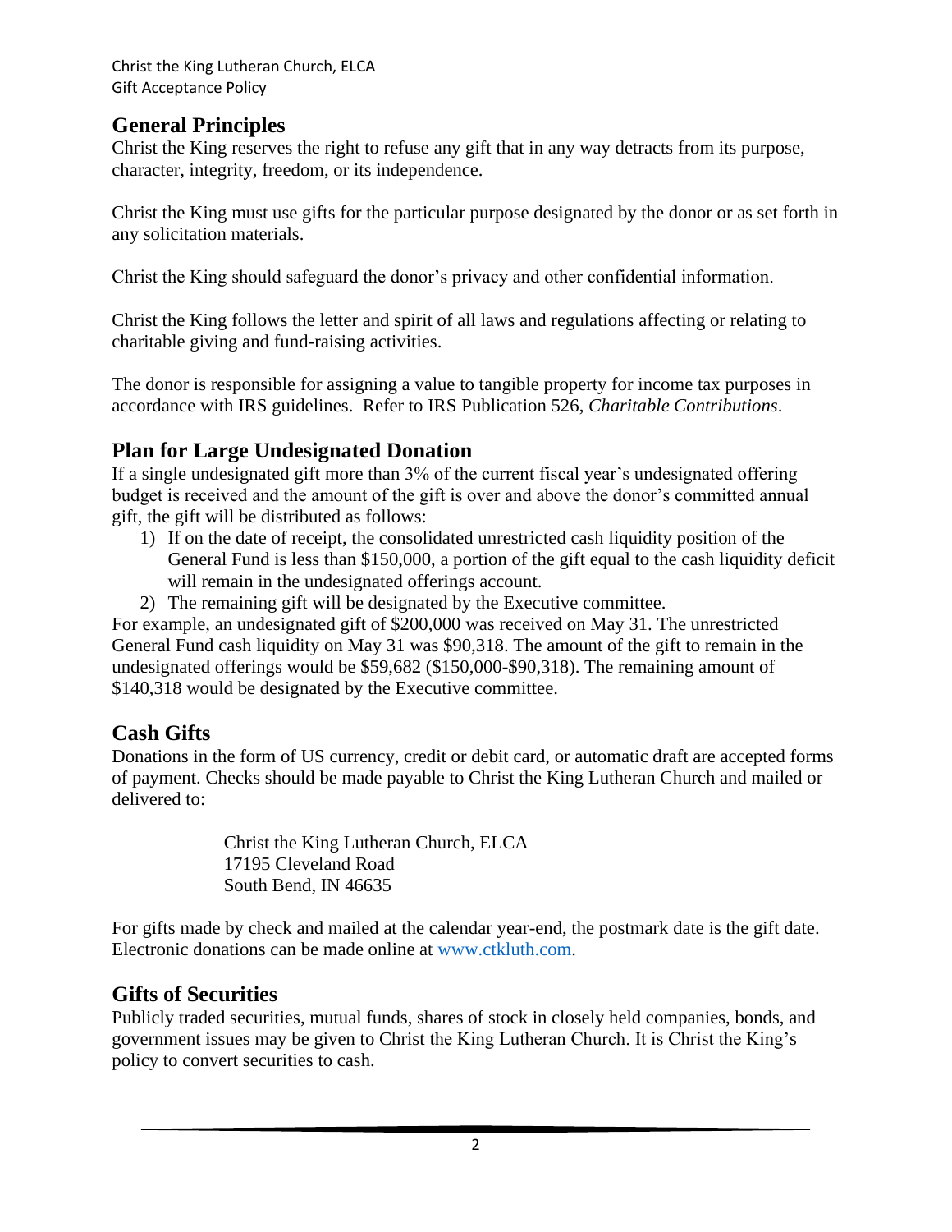## General Principles

Christ the King reserves the right to refuse any gift that in any way detracts from its purpose, character, integrity, freedom, or its independence.

Christ the King must use gifts for the particular purpose designated by the donor or as set forth in any solicitation materials.

Christ the King should safeguard the donor's privacy and other confidential information.

Christ the King follows the letter and spirit of all laws and regulations affecting or relating to charitable giving and fund-raising activities.

The donor is responsible for assigning a value to tangible property for income tax purposes in accordance with IRS guidelines. Refer to IRS Publication 526, *Charitable Contributions*.

## Plan for Large Undesignated Donation

If a single undesignated gift more than 3% of the current fiscal year's undesignated offering budget is received and the amount of the gift is over and above the donor's committed annual gift, the gift will be distributed as follows:

1) If on the date of receipt, the consolidated unrestricted cash liquidity position of the General Fund is less than $150,000, a portion of the gift equal to the cash liquidity deficit will remain in the undesignated offerings account.
2) The remaining gift will be designated by the Executive committee.

For example, an undesignated gift of $200,000 was received on May 31. The unrestricted General Fund cash liquidity on May 31 was $90,318. The amount of the gift to remain in the undesignated offerings would be $59,682 ($150,000-$90,318). The remaining amount of $140,318 would be designated by the Executive committee.

## Cash Gifts

Donations in the form of US currency, credit or debit card, or automatic draft are accepted forms of payment. Checks should be made payable to Christ the King Lutheran Church and mailed or delivered to:

> Christ the King Lutheran Church, ELCA
> 17195 Cleveland Road
> South Bend, IN 46635

For gifts made by check and mailed at the calendar year-end, the postmark date is the gift date. Electronic donations can be made online at [www.ctkluth.com](http://www.ctkluth.com).

## Gifts of Securities

Publicly traded securities, mutual funds, shares of stock in closely held companies, bonds, and government issues may be given to Christ the King Lutheran Church. It is Christ the King's policy to convert securities to cash.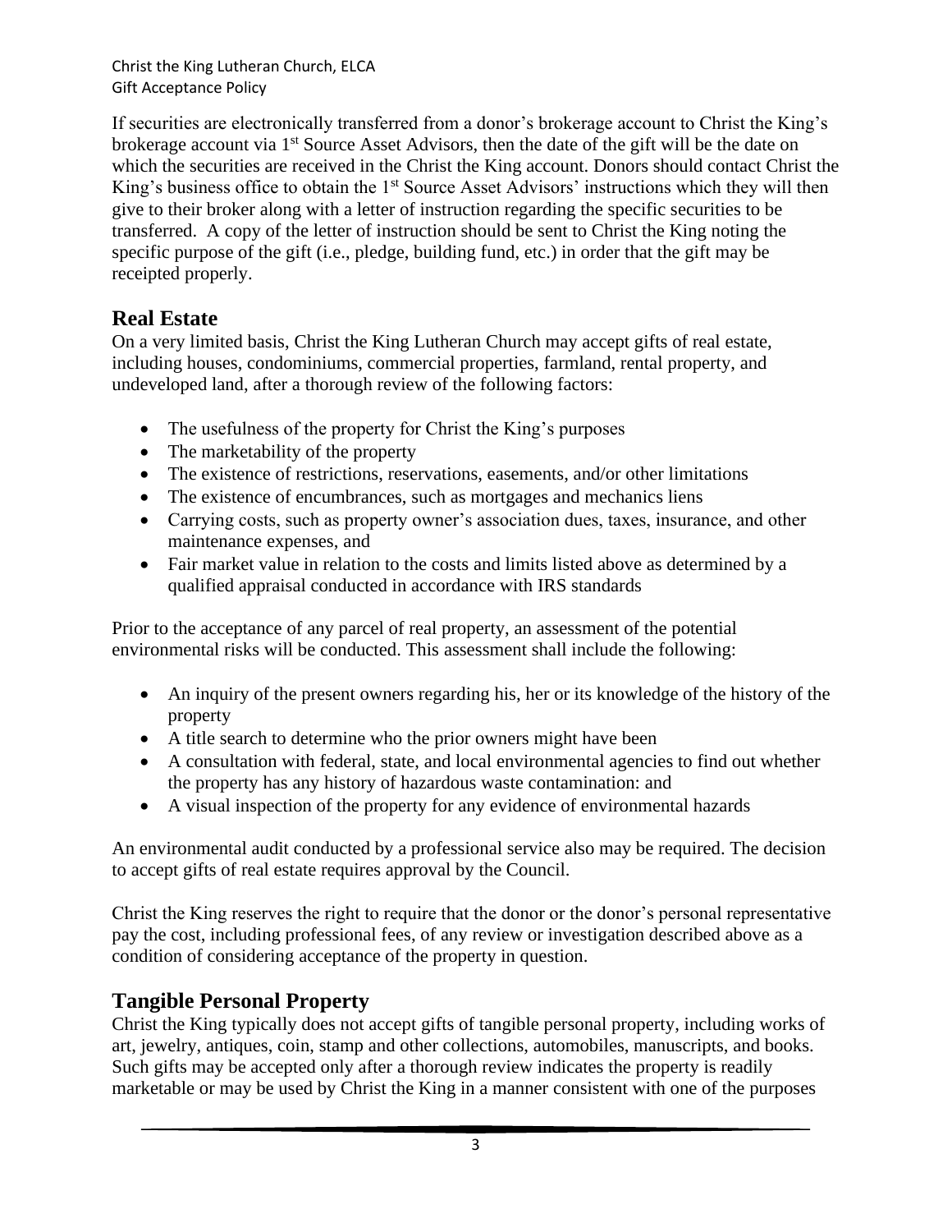If securities are electronically transferred from a donor's brokerage account to Christ the King's brokerage account via 1st Source Asset Advisors, then the date of the gift will be the date on which the securities are received in the Christ the King account. Donors should contact Christ the King's business office to obtain the 1st Source Asset Advisors' instructions which they will then give to their broker along with a letter of instruction regarding the specific securities to be transferred. A copy of the letter of instruction should be sent to Christ the King noting the specific purpose of the gift (i.e., pledge, building fund, etc.) in order that the gift may be receipted properly.

## Real Estate

On a very limited basis, Christ the King Lutheran Church may accept gifts of real estate, including houses, condominiums, commercial properties, farmland, rental property, and undeveloped land, after a thorough review of the following factors:

- The usefulness of the property for Christ the King's purposes
- The marketability of the property
- The existence of restrictions, reservations, easements, and/or other limitations
- The existence of encumbrances, such as mortgages and mechanics liens
- Carrying costs, such as property owner's association dues, taxes, insurance, and other maintenance expenses, and
- Fair market value in relation to the costs and limits listed above as determined by a qualified appraisal conducted in accordance with IRS standards

Prior to the acceptance of any parcel of real property, an assessment of the potential environmental risks will be conducted. This assessment shall include the following:

- An inquiry of the present owners regarding his, her or its knowledge of the history of the property
- A title search to determine who the prior owners might have been
- A consultation with federal, state, and local environmental agencies to find out whether the property has any history of hazardous waste contamination: and
- A visual inspection of the property for any evidence of environmental hazards

An environmental audit conducted by a professional service also may be required. The decision to accept gifts of real estate requires approval by the Council.

Christ the King reserves the right to require that the donor or the donor's personal representative pay the cost, including professional fees, of any review or investigation described above as a condition of considering acceptance of the property in question.

## Tangible Personal Property

Christ the King typically does not accept gifts of tangible personal property, including works of art, jewelry, antiques, coin, stamp and other collections, automobiles, manuscripts, and books. Such gifts may be accepted only after a thorough review indicates the property is readily marketable or may be used by Christ the King in a manner consistent with one of the purposes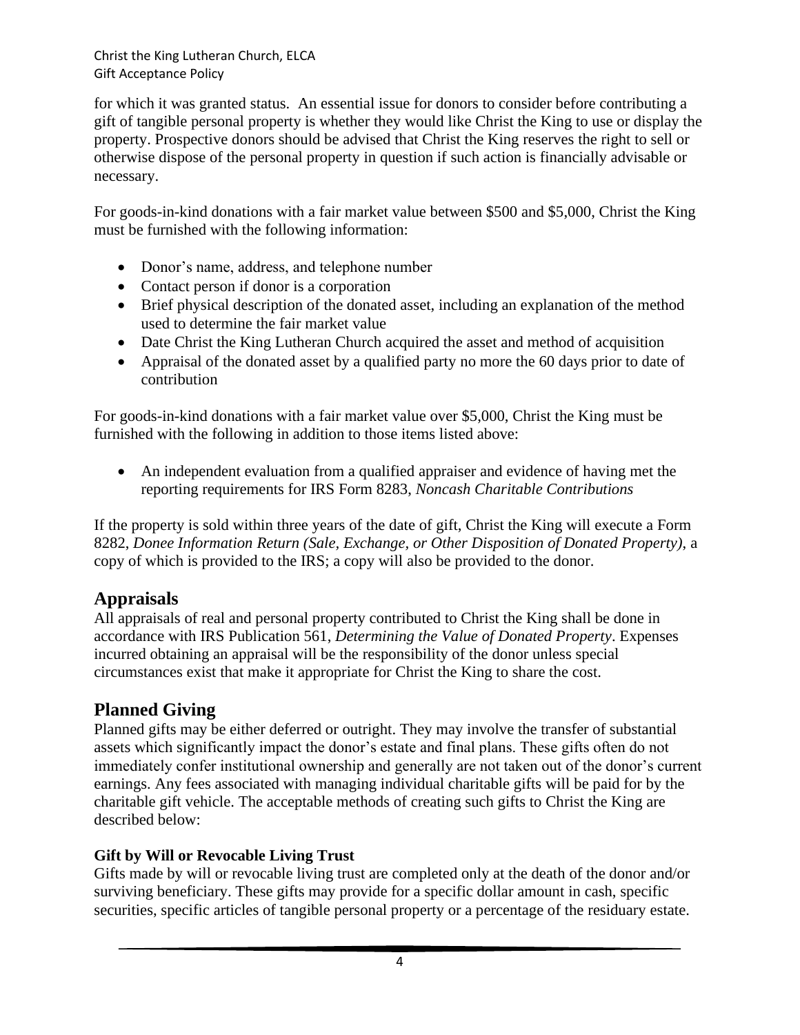for which it was granted status. An essential issue for donors to consider before contributing a gift of tangible personal property is whether they would like Christ the King to use or display the property. Prospective donors should be advised that Christ the King reserves the right to sell or otherwise dispose of the personal property in question if such action is financially advisable or necessary.

For goods-in-kind donations with a fair market value between $500 and $5,000, Christ the King must be furnished with the following information:

- Donor's name, address, and telephone number
- Contact person if donor is a corporation
- Brief physical description of the donated asset, including an explanation of the method used to determine the fair market value
- Date Christ the King Lutheran Church acquired the asset and method of acquisition
- Appraisal of the donated asset by a qualified party no more the 60 days prior to date of contribution

For goods-in-kind donations with a fair market value over $5,000, Christ the King must be furnished with the following in addition to those items listed above:

- An independent evaluation from a qualified appraiser and evidence of having met the reporting requirements for IRS Form 8283, *Noncash Charitable Contributions*

If the property is sold within three years of the date of gift, Christ the King will execute a Form 8282, *Donee Information Return (Sale, Exchange, or Other Disposition of Donated Property)*, a copy of which is provided to the IRS; a copy will also be provided to the donor.

## Appraisals

All appraisals of real and personal property contributed to Christ the King shall be done in accordance with IRS Publication 561, *Determining the Value of Donated Property*. Expenses incurred obtaining an appraisal will be the responsibility of the donor unless special circumstances exist that make it appropriate for Christ the King to share the cost.

## Planned Giving

Planned gifts may be either deferred or outright. They may involve the transfer of substantial assets which significantly impact the donor's estate and final plans. These gifts often do not immediately confer institutional ownership and generally are not taken out of the donor's current earnings. Any fees associated with managing individual charitable gifts will be paid for by the charitable gift vehicle. The acceptable methods of creating such gifts to Christ the King are described below:

### Gift by Will or Revocable Living Trust

Gifts made by will or revocable living trust are completed only at the death of the donor and/or surviving beneficiary. These gifts may provide for a specific dollar amount in cash, specific securities, specific articles of tangible personal property or a percentage of the residuary estate.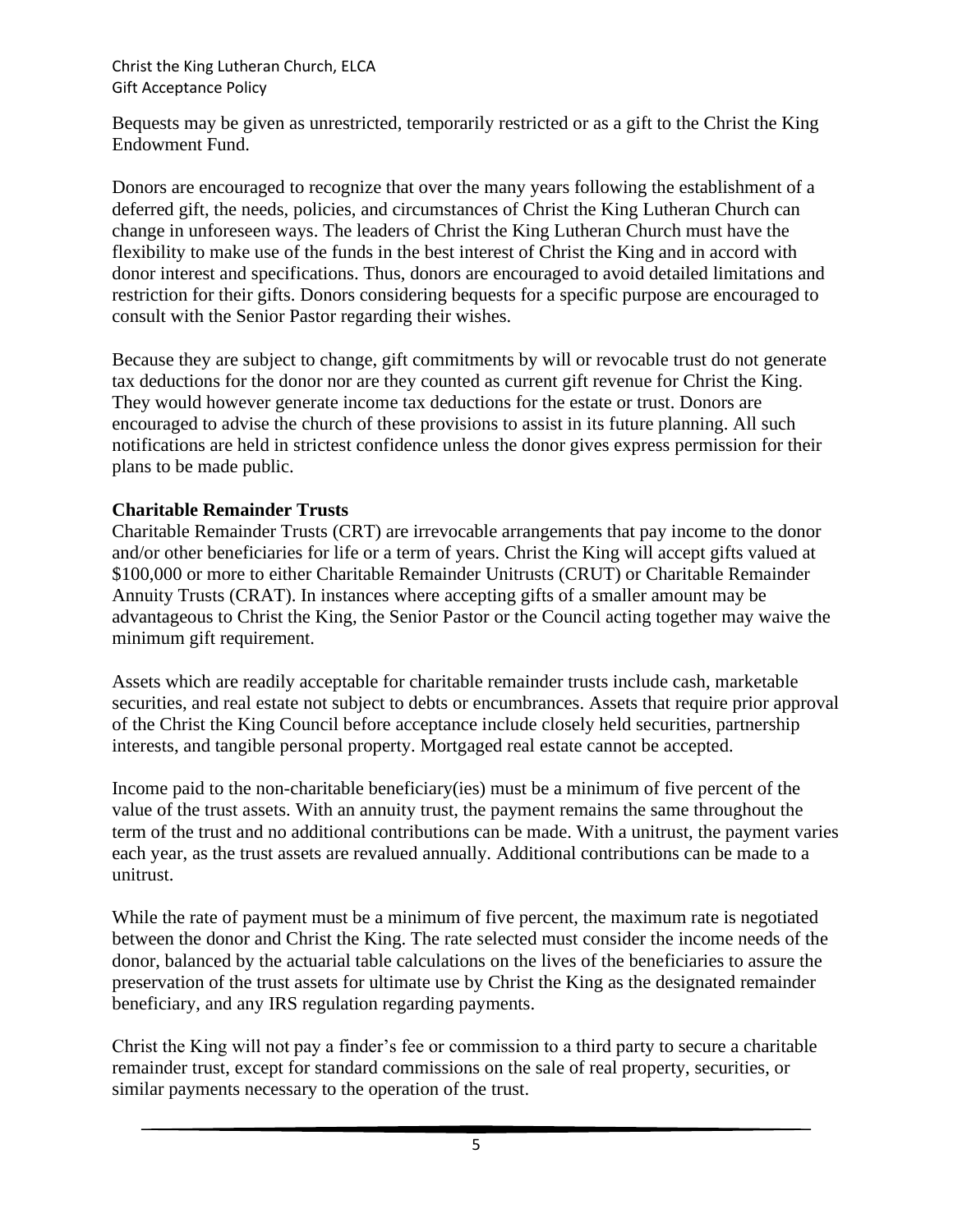Bequests may be given as unrestricted, temporarily restricted or as a gift to the Christ the King Endowment Fund.

Donors are encouraged to recognize that over the many years following the establishment of a deferred gift, the needs, policies, and circumstances of Christ the King Lutheran Church can change in unforeseen ways. The leaders of Christ the King Lutheran Church must have the flexibility to make use of the funds in the best interest of Christ the King and in accord with donor interest and specifications. Thus, donors are encouraged to avoid detailed limitations and restriction for their gifts. Donors considering bequests for a specific purpose are encouraged to consult with the Senior Pastor regarding their wishes.

Because they are subject to change, gift commitments by will or revocable trust do not generate tax deductions for the donor nor are they counted as current gift revenue for Christ the King. They would however generate income tax deductions for the estate or trust. Donors are encouraged to advise the church of these provisions to assist in its future planning. All such notifications are held in strictest confidence unless the donor gives express permission for their plans to be made public.

**Charitable Remainder Trusts**

Charitable Remainder Trusts (CRT) are irrevocable arrangements that pay income to the donor and/or other beneficiaries for life or a term of years. Christ the King will accept gifts valued at \$100,000 or more to either Charitable Remainder Unitrusts (CRUT) or Charitable Remainder Annuity Trusts (CRAT). In instances where accepting gifts of a smaller amount may be advantageous to Christ the King, the Senior Pastor or the Council acting together may waive the minimum gift requirement.

Assets which are readily acceptable for charitable remainder trusts include cash, marketable securities, and real estate not subject to debts or encumbrances. Assets that require prior approval of the Christ the King Council before acceptance include closely held securities, partnership interests, and tangible personal property. Mortgaged real estate cannot be accepted.

Income paid to the non-charitable beneficiary(ies) must be a minimum of five percent of the value of the trust assets. With an annuity trust, the payment remains the same throughout the term of the trust and no additional contributions can be made. With a unitrust, the payment varies each year, as the trust assets are revalued annually. Additional contributions can be made to a unitrust.

While the rate of payment must be a minimum of five percent, the maximum rate is negotiated between the donor and Christ the King. The rate selected must consider the income needs of the donor, balanced by the actuarial table calculations on the lives of the beneficiaries to assure the preservation of the trust assets for ultimate use by Christ the King as the designated remainder beneficiary, and any IRS regulation regarding payments.

Christ the King will not pay a finder's fee or commission to a third party to secure a charitable remainder trust, except for standard commissions on the sale of real property, securities, or similar payments necessary to the operation of the trust.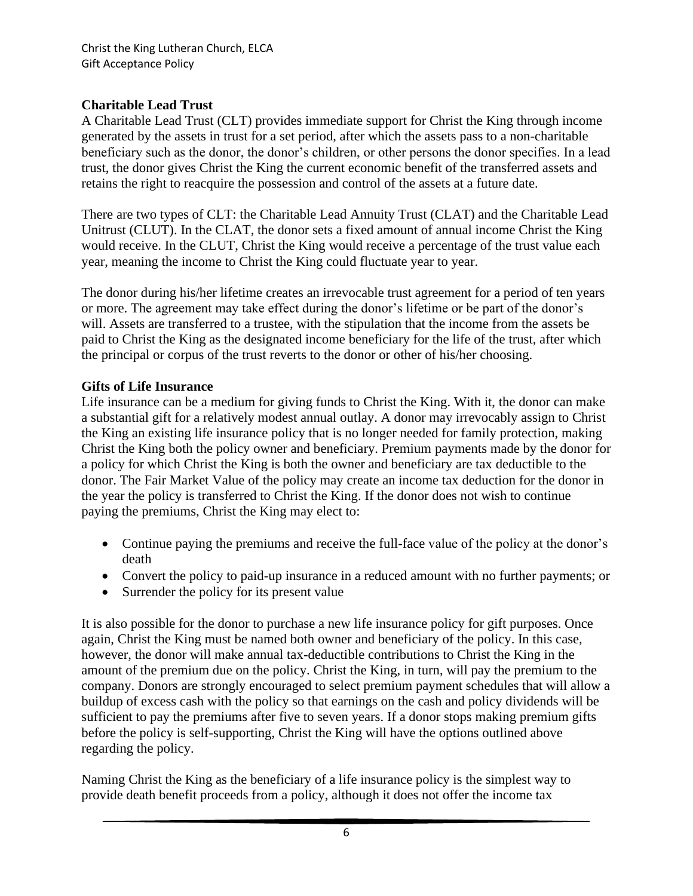## Charitable Lead Trust

A Charitable Lead Trust (CLT) provides immediate support for Christ the King through income generated by the assets in trust for a set period, after which the assets pass to a non-charitable beneficiary such as the donor, the donor's children, or other persons the donor specifies. In a lead trust, the donor gives Christ the King the current economic benefit of the transferred assets and retains the right to reacquire the possession and control of the assets at a future date.

There are two types of CLT: the Charitable Lead Annuity Trust (CLAT) and the Charitable Lead Unitrust (CLUT). In the CLAT, the donor sets a fixed amount of annual income Christ the King would receive. In the CLUT, Christ the King would receive a percentage of the trust value each year, meaning the income to Christ the King could fluctuate year to year.

The donor during his/her lifetime creates an irrevocable trust agreement for a period of ten years or more. The agreement may take effect during the donor's lifetime or be part of the donor's will. Assets are transferred to a trustee, with the stipulation that the income from the assets be paid to Christ the King as the designated income beneficiary for the life of the trust, after which the principal or corpus of the trust reverts to the donor or other of his/her choosing.

## Gifts of Life Insurance

Life insurance can be a medium for giving funds to Christ the King. With it, the donor can make a substantial gift for a relatively modest annual outlay. A donor may irrevocably assign to Christ the King an existing life insurance policy that is no longer needed for family protection, making Christ the King both the policy owner and beneficiary. Premium payments made by the donor for a policy for which Christ the King is both the owner and beneficiary are tax deductible to the donor. The Fair Market Value of the policy may create an income tax deduction for the donor in the year the policy is transferred to Christ the King. If the donor does not wish to continue paying the premiums, Christ the King may elect to:

- Continue paying the premiums and receive the full-face value of the policy at the donor's death
- Convert the policy to paid-up insurance in a reduced amount with no further payments; or
- Surrender the policy for its present value

It is also possible for the donor to purchase a new life insurance policy for gift purposes. Once again, Christ the King must be named both owner and beneficiary of the policy. In this case, however, the donor will make annual tax-deductible contributions to Christ the King in the amount of the premium due on the policy. Christ the King, in turn, will pay the premium to the company. Donors are strongly encouraged to select premium payment schedules that will allow a buildup of excess cash with the policy so that earnings on the cash and policy dividends will be sufficient to pay the premiums after five to seven years. If a donor stops making premium gifts before the policy is self-supporting, Christ the King will have the options outlined above regarding the policy.

Naming Christ the King as the beneficiary of a life insurance policy is the simplest way to provide death benefit proceeds from a policy, although it does not offer the income tax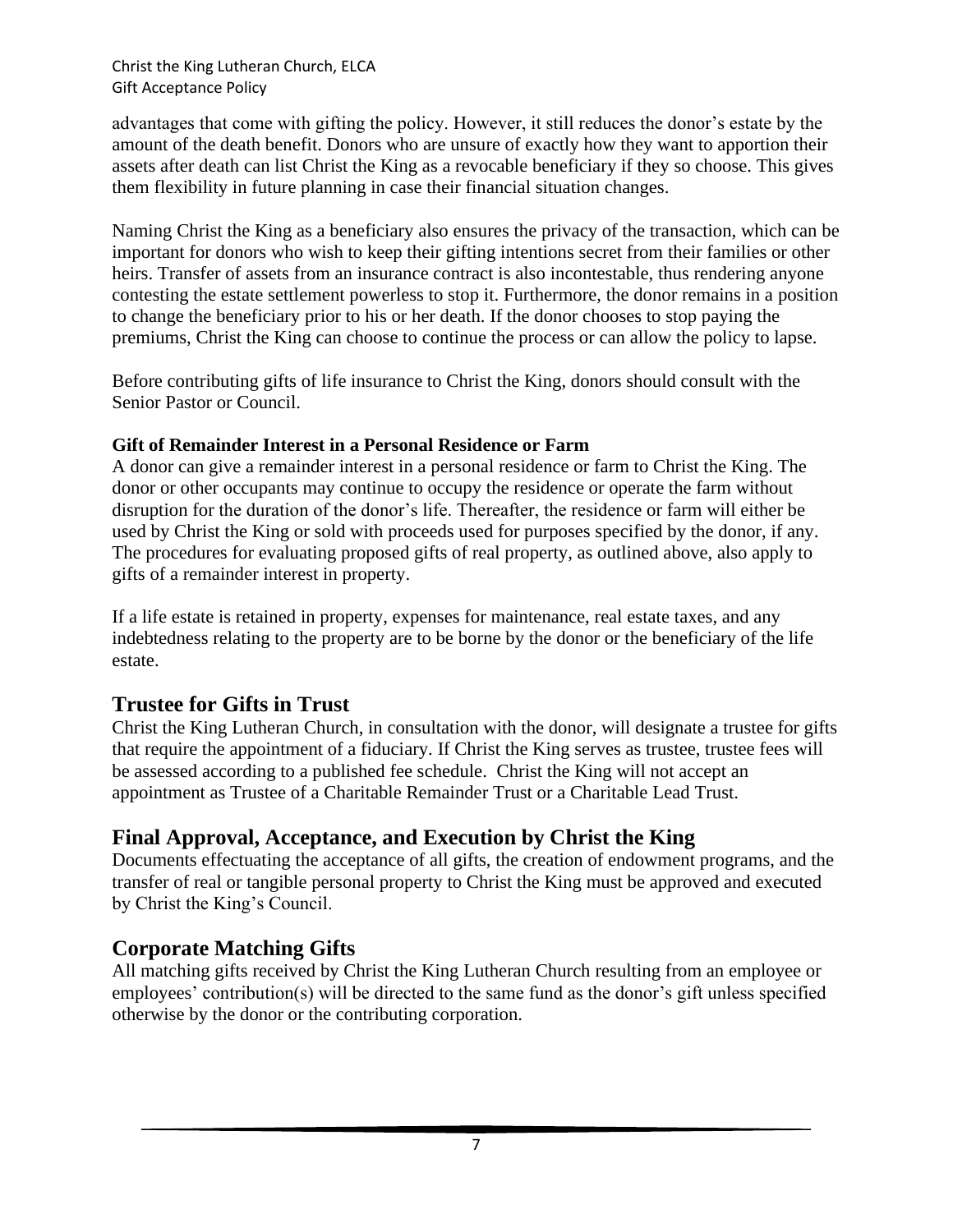advantages that come with gifting the policy. However, it still reduces the donor's estate by the amount of the death benefit. Donors who are unsure of exactly how they want to apportion their assets after death can list Christ the King as a revocable beneficiary if they so choose. This gives them flexibility in future planning in case their financial situation changes.

Naming Christ the King as a beneficiary also ensures the privacy of the transaction, which can be important for donors who wish to keep their gifting intentions secret from their families or other heirs. Transfer of assets from an insurance contract is also incontestable, thus rendering anyone contesting the estate settlement powerless to stop it. Furthermore, the donor remains in a position to change the beneficiary prior to his or her death. If the donor chooses to stop paying the premiums, Christ the King can choose to continue the process or can allow the policy to lapse.

Before contributing gifts of life insurance to Christ the King, donors should consult with the Senior Pastor or Council.

**Gift of Remainder Interest in a Personal Residence or Farm**

A donor can give a remainder interest in a personal residence or farm to Christ the King. The donor or other occupants may continue to occupy the residence or operate the farm without disruption for the duration of the donor's life. Thereafter, the residence or farm will either be used by Christ the King or sold with proceeds used for purposes specified by the donor, if any. The procedures for evaluating proposed gifts of real property, as outlined above, also apply to gifts of a remainder interest in property.

If a life estate is retained in property, expenses for maintenance, real estate taxes, and any indebtedness relating to the property are to be borne by the donor or the beneficiary of the life estate.

## Trustee for Gifts in Trust

Christ the King Lutheran Church, in consultation with the donor, will designate a trustee for gifts that require the appointment of a fiduciary. If Christ the King serves as trustee, trustee fees will be assessed according to a published fee schedule. Christ the King will not accept an appointment as Trustee of a Charitable Remainder Trust or a Charitable Lead Trust.

## Final Approval, Acceptance, and Execution by Christ the King

Documents effectuating the acceptance of all gifts, the creation of endowment programs, and the transfer of real or tangible personal property to Christ the King must be approved and executed by Christ the King's Council.

## Corporate Matching Gifts

All matching gifts received by Christ the King Lutheran Church resulting from an employee or employees' contribution(s) will be directed to the same fund as the donor's gift unless specified otherwise by the donor or the contributing corporation.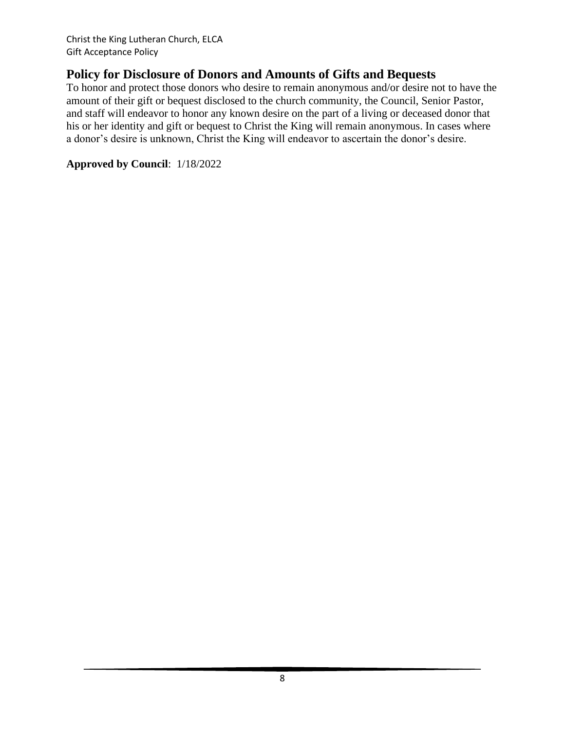## Policy for Disclosure of Donors and Amounts of Gifts and Bequests

To honor and protect those donors who desire to remain anonymous and/or desire not to have the amount of their gift or bequest disclosed to the church community, the Council, Senior Pastor, and staff will endeavor to honor any known desire on the part of a living or deceased donor that his or her identity and gift or bequest to Christ the King will remain anonymous. In cases where a donor's desire is unknown, Christ the King will endeavor to ascertain the donor's desire.

**Approved by Council**: 1/18/2022